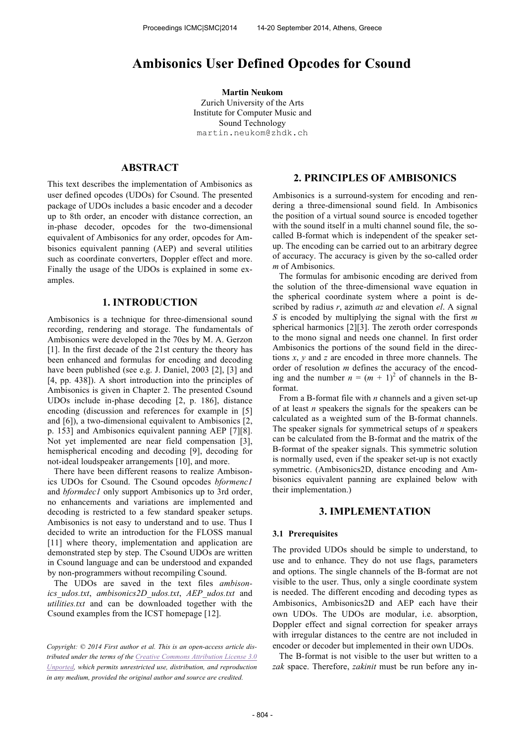# Ambisonics User Defined Opcodes for Csound

**Martin Neukom**
Zurich University of the Arts
Institute for Computer Music and
Sound Technology
martin.neukom@zhdk.ch

## ABSTRACT

This text describes the implementation of Ambisonics as user defined opcodes (UDOs) for Csound. The presented package of UDOs includes a basic encoder and a decoder up to 8th order, an encoder with distance correction, an in-phase decoder, opcodes for the two-dimensional equivalent of Ambisonics for any order, opcodes for Ambisonics equivalent panning (AEP) and several utilities such as coordinate converters, Doppler effect and more. Finally the usage of the UDOs is explained in some examples.

## 1. INTRODUCTION

Ambisonics is a technique for three-dimensional sound recording, rendering and storage. The fundamentals of Ambisonics were developed in the 70es by M. A. Gerzon [1]. In the first decade of the 21st century the theory has been enhanced and formulas for encoding and decoding have been published (see e.g. J. Daniel, 2003 [2], [3] and [4, pp. 438]). A short introduction into the principles of Ambisonics is given in Chapter 2. The presented Csound UDOs include in-phase decoding [2, p. 186], distance encoding (discussion and references for example in [5] and [6]), a two-dimensional equivalent to Ambisonics [2, p. 153] and Ambisonics equivalent panning AEP [7][8]. Not yet implemented are near field compensation [3], hemispherical encoding and decoding [9], decoding for not-ideal loudspeaker arrangements [10], and more.

There have been different reasons to realize Ambisonics UDOs for Csound. The Csound opcodes *bformenc1* and *bformdec1* only support Ambisonics up to 3rd order, no enhancements and variations are implemented and decoding is restricted to a few standard speaker setups. Ambisonics is not easy to understand and to use. Thus I decided to write an introduction for the FLOSS manual [11] where theory, implementation and application are demonstrated step by step. The Csound UDOs are written in Csound language and can be understood and expanded by non-programmers without recompiling Csound.

The UDOs are saved in the text files *ambisonics_udos.txt*, *ambisonics2D_udos.txt*, *AEP_udos.txt* and *utilities.txt* and can be downloaded together with the Csound examples from the ICST homepage [12].

*Copyright: © 2014 First author et al. This is an open-access article distributed under the terms of the Creative Commons Attribution License 3.0 Unported, which permits unrestricted use, distribution, and reproduction in any medium, provided the original author and source are credited.*

## 2. PRINCIPLES OF AMBISONICS

Ambisonics is a surround-system for encoding and rendering a three-dimensional sound field. In Ambisonics the position of a virtual sound source is encoded together with the sound itself in a multi channel sound file, the so-called B-format which is independent of the speaker setup. The encoding can be carried out to an arbitrary degree of accuracy. The accuracy is given by the so-called order $m$ of Ambisonics.

The formulas for ambisonic encoding are derived from the solution of the three-dimensional wave equation in the spherical coordinate system where a point is described by radius $r$, azimuth $az$ and elevation $el$. A signal $S$ is encoded by multiplying the signal with the first $m$ spherical harmonics [2][3]. The zeroth order corresponds to the mono signal and needs one channel. In first order Ambisonics the portions of the sound field in the directions $x$, $y$ and $z$ are encoded in three more channels. The order of resolution $m$ defines the accuracy of the encoding and the number $n = (m + 1)^2$ of channels in the B-format.

From a B-format file with $n$ channels and a given set-up of at least $n$ speakers the signals for the speakers can be calculated as a weighted sum of the B-format channels. The speaker signals for symmetrical setups of $n$ speakers can be calculated from the B-format and the matrix of the B-format of the speaker signals. This symmetric solution is normally used, even if the speaker set-up is not exactly symmetric. (Ambisonics2D, distance encoding and Ambisonics equivalent panning are explained below with their implementation.)

## 3. IMPLEMENTATION

### 3.1 Prerequisites

The provided UDOs should be simple to understand, to use and to enhance. They do not use flags, parameters and options. The single channels of the B-format are not visible to the user. Thus, only a single coordinate system is needed. The different encoding and decoding types as Ambisonics, Ambisonics2D and AEP each have their own UDOs. The UDOs are modular, i.e. absorption, Doppler effect and signal correction for speaker arrays with irregular distances to the centre are not included in encoder or decoder but implemented in their own UDOs.

The B-format is not visible to the user but written to a *zak* space. Therefore, *zakinit* must be run before any in-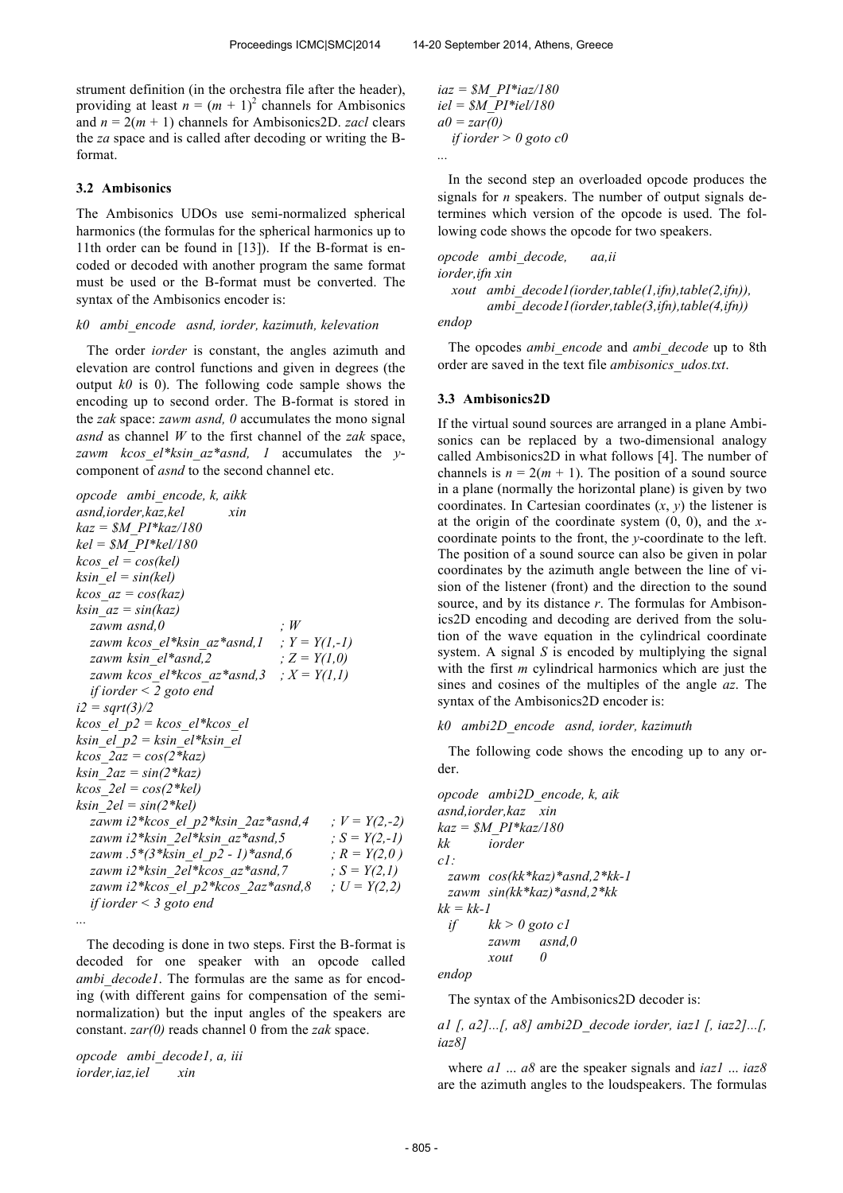strument definition (in the orchestra file after the header), providing at least $n = (m + 1)^2$ channels for Ambisonics and $n = 2(m + 1)$ channels for Ambisonics2D. *zacl* clears the *za* space and is called after decoding or writing the B-format.

### 3.2 Ambisonics

The Ambisonics UDOs use semi-normalized spherical harmonics (the formulas for the spherical harmonics up to 11th order can be found in [13]). If the B-format is encoded or decoded with another program the same format must be used or the B-format must be converted. The syntax of the Ambisonics encoder is:

*k0 ambi_encode asnd, iorder, kazimuth, kelevation*

The order *iorder* is constant, the angles azimuth and elevation are control functions and given in degrees (the output *k0* is 0). The following code sample shows the encoding up to second order. The B-format is stored in the *zak* space: *zawm asnd, 0* accumulates the mono signal *asnd* as channel *W* to the first channel of the *zak* space, *zawm kcos_el\*ksin_az\*asnd, 1* accumulates the *y*-component of *asnd* to the second channel etc.

```
opcode   ambi_encode, k, aikk
asnd,iorder,kaz,kel        xin
kaz = $M_PI*kaz/180
kel = $M_PI*kel/180
kcos_el = cos(kel)
ksin_el = sin(kel)
kcos_az = cos(kaz)
ksin_az = sin(kaz)
   zawm asnd,0                       ; W
   zawm kcos_el*ksin_az*asnd,1       ; Y = Y(1,-1)
   zawm ksin_el*asnd,2               ; Z = Y(1,0)
   zawm kcos_el*kcos_az*asnd,3       ; X = Y(1,1)
   if iorder < 2 goto end
i2 = sqrt(3)/2
kcos_el_p2 = kcos_el*kcos_el
ksin_el_p2 = ksin_el*ksin_el
kcos_2az = cos(2*kaz)
ksin_2az = sin(2*kaz)
kcos_2el = cos(2*kel)
ksin_2el = sin(2*kel)
   zawm i2*kcos_el_p2*ksin_2az*asnd,4     ; V = Y(2,-2)
   zawm i2*ksin_2el*ksin_az*asnd,5        ; S = Y(2,-1)
   zawm .5*(3*ksin_el_p2 - 1)*asnd,6      ; R = Y(2,0 )
   zawm i2*ksin_2el*kcos_az*asnd,7        ; S = Y(2,1)
   zawm i2*kcos_el_p2*kcos_2az*asnd,8     ; U = Y(2,2)
   if iorder < 3 goto end
...
```

The decoding is done in two steps. First the B-format is decoded for one speaker with an opcode called *ambi_decode1*. The formulas are the same as for encoding (with different gains for compensation of the semi-normalization) but the input angles of the speakers are constant. *zar(0)* reads channel 0 from the *zak* space.

```
opcode   ambi_decode1, a, iii
iorder,iaz,iel        xin
iaz = $M_PI*iaz/180
iel = $M_PI*iel/180
a0 = zar(0)
   if iorder > 0 goto c0
...
```

In the second step an overloaded opcode produces the signals for *n* speakers. The number of output signals determines which version of the opcode is used. The following code shows the opcode for two speakers.

```
opcode   ambi_decode,      aa,ii
iorder,ifn xin
   xout   ambi_decode1(iorder,table(1,ifn),table(2,ifn)),
          ambi_decode1(iorder,table(3,ifn),table(4,ifn))
endop
```

The opcodes *ambi_encode* and *ambi_decode* up to 8th order are saved in the text file *ambisonics_udos.txt*.

### 3.3 Ambisonics2D

If the virtual sound sources are arranged in a plane Ambisonics can be replaced by a two-dimensional analogy called Ambisonics2D in what follows [4]. The number of channels is $n = 2(m + 1)$. The position of a sound source in a plane (normally the horizontal plane) is given by two coordinates. In Cartesian coordinates $(x, y)$ the listener is at the origin of the coordinate system (0, 0), and the $x$-coordinate points to the front, the $y$-coordinate to the left. The position of a sound source can also be given in polar coordinates by the azimuth angle between the line of vision of the listener (front) and the direction to the sound source, and by its distance $r$. The formulas for Ambisonics2D encoding and decoding are derived from the solution of the wave equation in the cylindrical coordinate system. A signal $S$ is encoded by multiplying the signal with the first $m$ cylindrical harmonics which are just the sines and cosines of the multiples of the angle *az*. The syntax of the Ambisonics2D encoder is:

*k0 ambi2D_encode asnd, iorder, kazimuth*

The following code shows the encoding up to any order.

```
opcode   ambi2D_encode, k, aik
asnd,iorder,kaz    xin
kaz = $M_PI*kaz/180
kk          iorder
c1:
  zawm  cos(kk*kaz)*asnd,2*kk-1
  zawm  sin(kk*kaz)*asnd,2*kk
kk = kk-1
  if        kk > 0 goto c1
            zawm     asnd,0
            xout     0
endop
```

The syntax of the Ambisonics2D decoder is:

*a1 [, a2]...[, a8] ambi2D_decode iorder, iaz1 [, iaz2]...[, iaz8]*

where *a1 ... a8* are the speaker signals and *iaz1 ... iaz8* are the azimuth angles to the loudspeakers. The formulas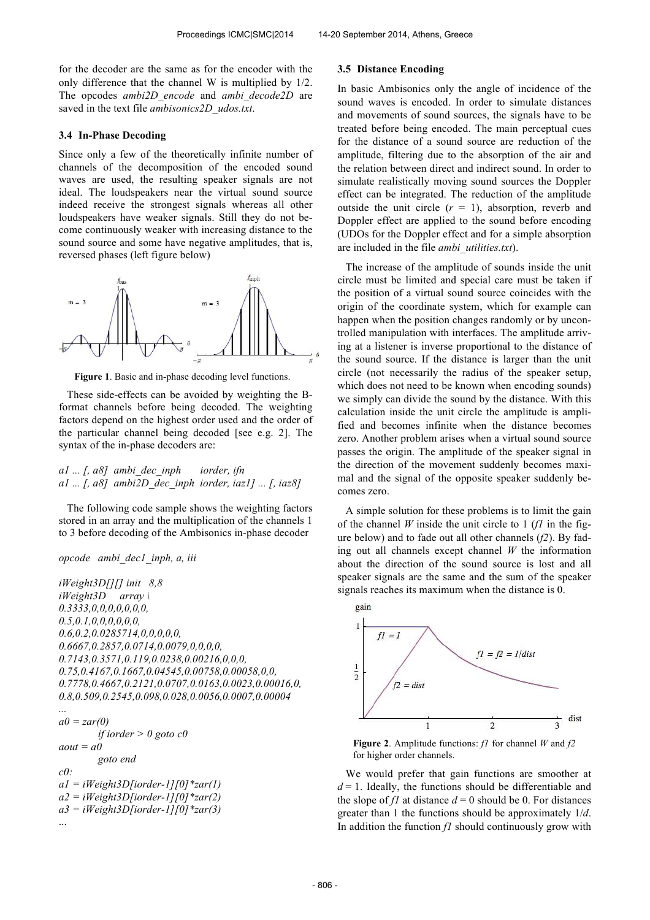for the decoder are the same as for the encoder with the only difference that the channel W is multiplied by 1/2. The opcodes *ambi2D_encode* and *ambi_decode2D* are saved in the text file *ambisonics2D_udos.txt*.

### 3.4 In-Phase Decoding

Since only a few of the theoretically infinite number of channels of the decomposition of the encoded sound waves are used, the resulting speaker signals are not ideal. The loudspeakers near the virtual sound source indeed receive the strongest signals whereas all other loudspeakers have weaker signals. Still they do not become continuously weaker with increasing distance to the sound source and some have negative amplitudes, that is, reversed phases (left figure below)

**Figure 1**. Basic and in-phase decoding level functions.

These side-effects can be avoided by weighting the B-format channels before being decoded. The weighting factors depend on the highest order used and the order of the particular channel being decoded [see e.g. 2]. The syntax of the in-phase decoders are:

```
a1 ... [, a8]  ambi_dec_inph      iorder, ifn
a1 ... [, a8]  ambi2D_dec_inph  iorder, iaz1] ... [, iaz8]
```

The following code sample shows the weighting factors stored in an array and the multiplication of the channels 1 to 3 before decoding of the Ambisonics in-phase decoder

```
opcode   ambi_dec1_inph, a, iii

iWeight3D[][] init   8,8
iWeight3D      array \
0.3333,0,0,0,0,0,0,0,
0.5,0.1,0,0,0,0,0,0,
0.6,0.2,0.0285714,0,0,0,0,0,
0.6667,0.2857,0.0714,0.0079,0,0,0,0,
0.7143,0.3571,0.119,0.0238,0.00216,0,0,0,
0.75,0.4167,0.1667,0.04545,0.00758,0.00058,0,0,
0.7778,0.4667,0.2121,0.0707,0.0163,0.0023,0.00016,0,
0.8,0.509,0.2545,0.098,0.028,0.0056,0.0007,0.00004
...
a0 = zar(0)
         if iorder > 0 goto c0
aout = a0
         goto end
c0:
a1 = iWeight3D[iorder-1][0]*zar(1)
a2 = iWeight3D[iorder-1][0]*zar(2)
a3 = iWeight3D[iorder-1][0]*zar(3)
...
```

### 3.5 Distance Encoding

In basic Ambisonics only the angle of incidence of the sound waves is encoded. In order to simulate distances and movements of sound sources, the signals have to be treated before being encoded. The main perceptual cues for the distance of a sound source are reduction of the amplitude, filtering due to the absorption of the air and the relation between direct and indirect sound. In order to simulate realistically moving sound sources the Doppler effect can be integrated. The reduction of the amplitude outside the unit circle ($r = 1$), absorption, reverb and Doppler effect are applied to the sound before encoding (UDOs for the Doppler effect and for a simple absorption are included in the file *ambi_utilities.txt*).

The increase of the amplitude of sounds inside the unit circle must be limited and special care must be taken if the position of a virtual sound source coincides with the origin of the coordinate system, which for example can happen when the position changes randomly or by uncontrolled manipulation with interfaces. The amplitude arriving at a listener is inverse proportional to the distance of the sound source. If the distance is larger than the unit circle (not necessarily the radius of the speaker setup, which does not need to be known when encoding sounds) we simply can divide the sound by the distance. With this calculation inside the unit circle the amplitude is amplified and becomes infinite when the distance becomes zero. Another problem arises when a virtual sound source passes the origin. The amplitude of the speaker signal in the direction of the movement suddenly becomes maximal and the signal of the opposite speaker suddenly becomes zero.

A simple solution for these problems is to limit the gain of the channel *W* inside the unit circle to 1 (*f1* in the figure below) and to fade out all other channels (*f2*). By fading out all channels except channel *W* the information about the direction of the sound source is lost and all speaker signals are the same and the sum of the speaker signals reaches its maximum when the distance is 0.

**Figure 2**. Amplitude functions: *f1* for channel *W* and *f2* for higher order channels.

We would prefer that gain functions are smoother at $d = 1$. Ideally, the functions should be differentiable and the slope of *f1* at distance $d = 0$ should be 0. For distances greater than 1 the functions should be approximately $1/d$. In addition the function *f1* should continuously grow with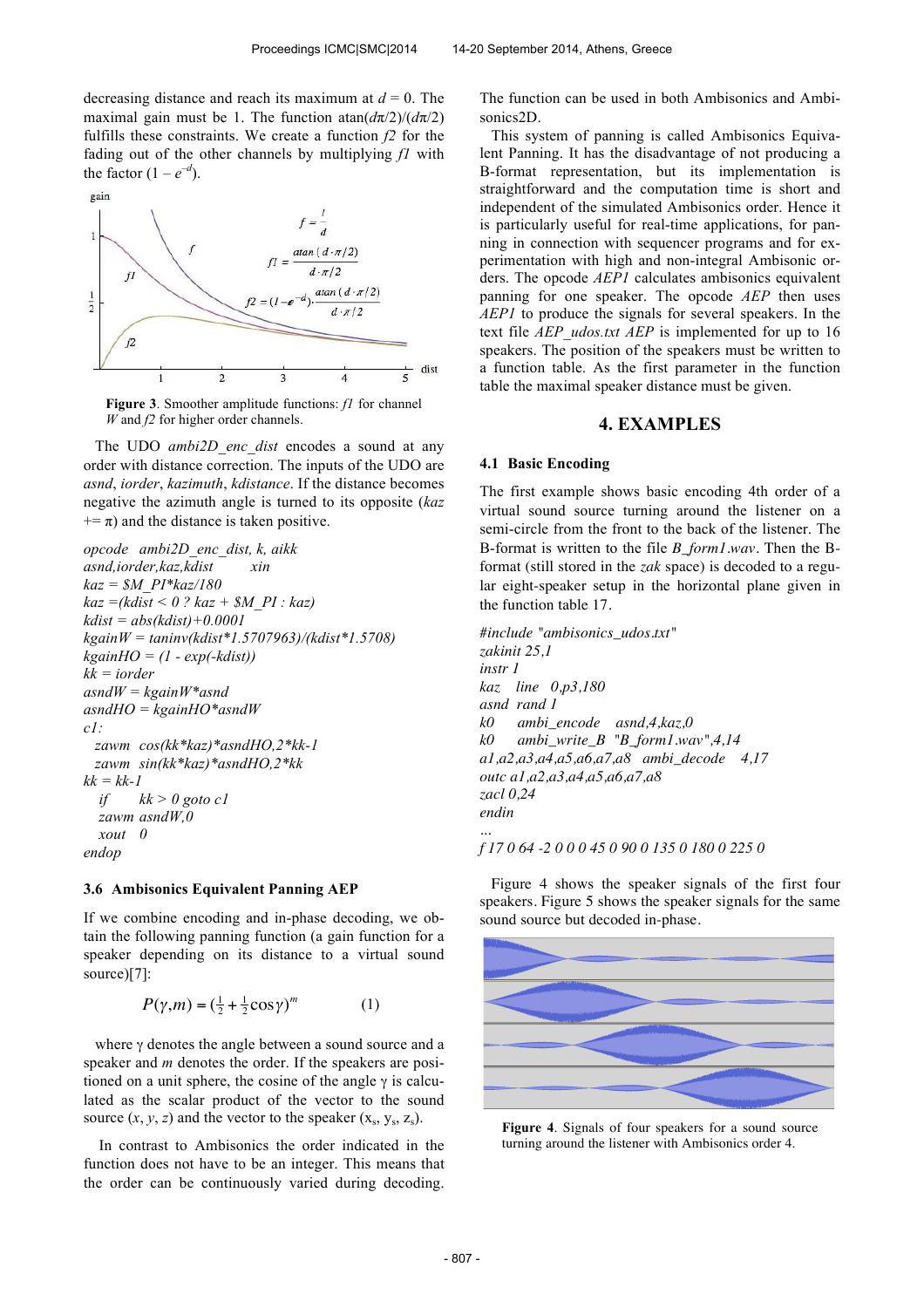decreasing distance and reach its maximum at $d = 0$. The maximal gain must be 1. The function $\mathrm{atan}(d\pi/2)/(d\pi/2)$ fulfills these constraints. We create a function *f2* for the fading out of the other channels by multiplying *f1* with the factor $(1 - e^{-d})$.

**Figure 3**. Smoother amplitude functions: *f1* for channel *W* and *f2* for higher order channels.

The UDO *ambi2D_enc_dist* encodes a sound at any order with distance correction. The inputs of the UDO are *asnd*, *iorder*, *kazimuth*, *kdistance*. If the distance becomes negative the azimuth angle is turned to its opposite (*kaz* += π) and the distance is taken positive.

```
opcode   ambi2D_enc_dist, k, aikk
asnd,iorder,kaz,kdist         xin
kaz = $M_PI*kaz/180
kaz =(kdist < 0 ? kaz + $M_PI : kaz)
kdist = abs(kdist)+0.0001
kgainW = taninv(kdist*1.5707963)/(kdist*1.5708)
kgainHO = (1 - exp(-kdist))
kk = iorder
asndW = kgainW*asnd
asndHO = kgainHO*asndW
c1:
  zawm  cos(kk*kaz)*asndHO,2*kk-1
  zawm  sin(kk*kaz)*asndHO,2*kk
kk = kk-1
   if       kk > 0 goto c1
  zawm asndW,0
   xout   0
endop
```

### 3.6 Ambisonics Equivalent Panning AEP

If we combine encoding and in-phase decoding, we obtain the following panning function (a gain function for a speaker depending on its distance to a virtual sound source)[7]:

$$P(\gamma,m) = \left(\tfrac{1}{2} + \tfrac{1}{2}\cos\gamma\right)^m \qquad (1)$$

where γ denotes the angle between a sound source and a speaker and *m* denotes the order. If the speakers are positioned on a unit sphere, the cosine of the angle γ is calculated as the scalar product of the vector to the sound source $(x, y, z)$ and the vector to the speaker $(x_s, y_s, z_s)$.

In contrast to Ambisonics the order indicated in the function does not have to be an integer. This means that the order can be continuously varied during decoding. The function can be used in both Ambisonics and Ambisonics2D.

This system of panning is called Ambisonics Equivalent Panning. It has the disadvantage of not producing a B-format representation, but its implementation is straightforward and the computation time is short and independent of the simulated Ambisonics order. Hence it is particularly useful for real-time applications, for panning in connection with sequencer programs and for experimentation with high and non-integral Ambisonic orders. The opcode *AEP1* calculates ambisonics equivalent panning for one speaker. The opcode *AEP* then uses *AEP1* to produce the signals for several speakers. In the text file *AEP_udos.txt AEP* is implemented for up to 16 speakers. The position of the speakers must be written to a function table. As the first parameter in the function table the maximal speaker distance must be given.

## 4. EXAMPLES

### 4.1 Basic Encoding

The first example shows basic encoding 4th order of a virtual sound source turning around the listener on a semi-circle from the front to the back of the listener. The B-format is written to the file *B_form1.wav*. Then the B-format (still stored in the *zak* space) is decoded to a regular eight-speaker setup in the horizontal plane given in the function table 17.

```
#include "ambisonics_udos.txt"
zakinit 25,1
instr 1
kaz    line  0,p3,180
asnd  rand 1
k0      ambi_encode    asnd,4,kaz,0
k0      ambi_write_B   "B_form1.wav",4,14
a1,a2,a3,a4,a5,a6,a7,a8   ambi_decode     4,17
outc a1,a2,a3,a4,a5,a6,a7,a8
zacl 0,24
endin
...
f 17 0 64 -2 0 0 0 45 0 90 0 135 0 180 0 225 0
```

Figure 4 shows the speaker signals of the first four speakers. Figure 5 shows the speaker signals for the same sound source but decoded in-phase.

**Figure 4**. Signals of four speakers for a sound source turning around the listener with Ambisonics order 4.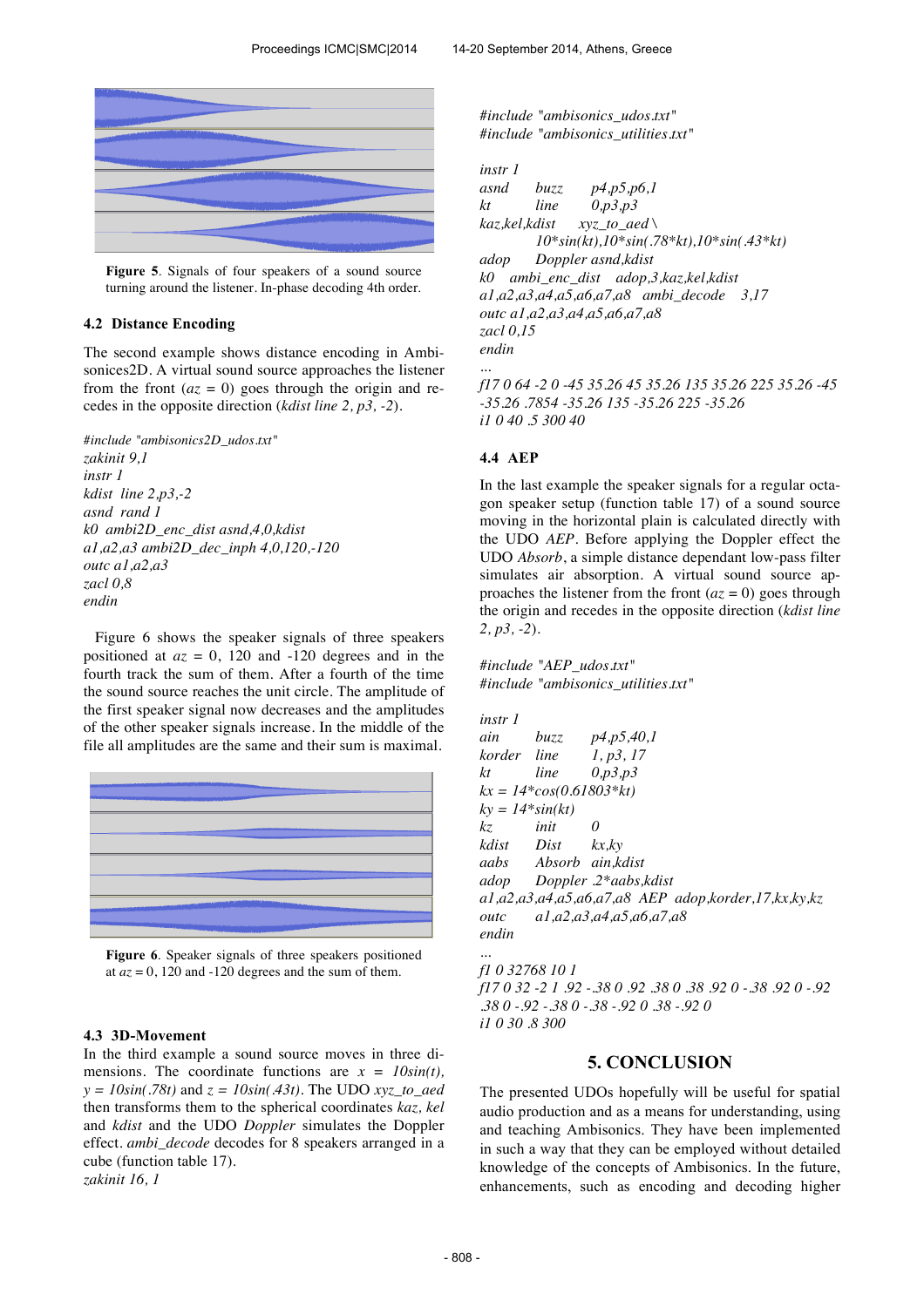**Figure 5**. Signals of four speakers of a sound source turning around the listener. In-phase decoding 4th order.

### 4.2 Distance Encoding

The second example shows distance encoding in Ambisonices2D. A virtual sound source approaches the listener from the front ($az = 0$) goes through the origin and recedes in the opposite direction (*kdist line 2, p3, -2*).

```
#include "ambisonics2D_udos.txt"
zakinit 9,1
instr 1
kdist line 2,p3,-2
asnd rand 1
k0 ambi2D_enc_dist asnd,4,0,kdist
a1,a2,a3 ambi2D_dec_inph 4,0,120,-120
outc a1,a2,a3
zacl 0,8
endin
```

Figure 6 shows the speaker signals of three speakers positioned at $az = 0$, 120 and -120 degrees and in the fourth track the sum of them. After a fourth of the time the sound source reaches the unit circle. The amplitude of the first speaker signal now decreases and the amplitudes of the other speaker signals increase. In the middle of the file all amplitudes are the same and their sum is maximal.

**Figure 6**. Speaker signals of three speakers positioned at $az = 0$, 120 and -120 degrees and the sum of them.

### 4.3 3D-Movement

In the third example a sound source moves in three dimensions. The coordinate functions are $x = 10sin(t)$, $y = 10sin(.78t)$ and $z = 10sin(.43t)$. The UDO *xyz_to_aed* then transforms them to the spherical coordinates *kaz, kel* and *kdist* and the UDO *Doppler* simulates the Doppler effect. *ambi_decode* decodes for 8 speakers arranged in a cube (function table 17).

```
zakinit 16, 1
#include "ambisonics_udos.txt"
#include "ambisonics_utilities.txt"

instr 1
asnd      buzz      p4,p5,p6,1
kt        line      0,p3,p3
kaz,kel,kdist      xyz_to_aed \
          10*sin(kt),10*sin(.78*kt),10*sin(.43*kt)
adop      Doppler asnd,kdist
k0   ambi_enc_dist   adop,3,kaz,kel,kdist
a1,a2,a3,a4,a5,a6,a7,a8   ambi_decode   3,17
outc a1,a2,a3,a4,a5,a6,a7,a8
zacl 0,15
endin
...
f17 0 64 -2 0 -45 35.26 45 35.26 135 35.26 225 35.26 -45
-35.26 .7854 -35.26 135 -35.26 225 -35.26
i1 0 40 .5 300 40
```

### 4.4 AEP

In the last example the speaker signals for a regular octagon speaker setup (function table 17) of a sound source moving in the horizontal plain is calculated directly with the UDO *AEP*. Before applying the Doppler effect the UDO *Absorb*, a simple distance dependant low-pass filter simulates air absorption. A virtual sound source approaches the listener from the front ($az = 0$) goes through the origin and recedes in the opposite direction (*kdist line 2, p3, -2*).

```
#include "AEP_udos.txt"
#include "ambisonics_utilities.txt"

instr 1
ain       buzz      p4,p5,40,1
korder    line      1, p3, 17
kt        line      0,p3,p3
kx = 14*cos(0.61803*kt)
ky = 14*sin(kt)
kz        init      0
kdist     Dist      kx,ky
aabs      Absorb    ain,kdist
adop      Doppler .2*aabs,kdist
a1,a2,a3,a4,a5,a6,a7,a8  AEP  adop,korder,17,kx,ky,kz
outc      a1,a2,a3,a4,a5,a6,a7,a8
endin
...
f1 0 32768 10 1
f17 0 32 -2 1 .92 -.38 0 .92 .38 0 .38 .92 0 -.38 .92 0 -.92
.38 0 -.92 -.38 0 -.38 -.92 0 .38 -.92 0
i1 0 30 .8 300
```

## 5. CONCLUSION

The presented UDOs hopefully will be useful for spatial audio production and as a means for understanding, using and teaching Ambisonics. They have been implemented in such a way that they can be employed without detailed knowledge of the concepts of Ambisonics. In the future, enhancements, such as encoding and decoding higher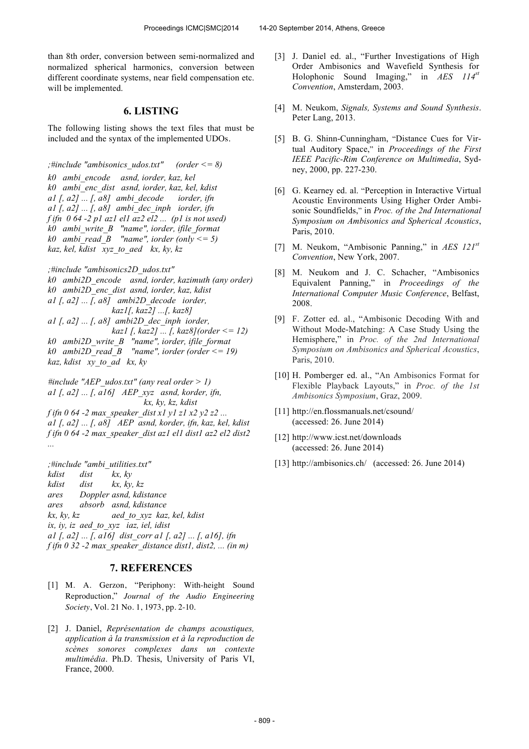than 8th order, conversion between semi-normalized and normalized spherical harmonics, conversion between different coordinate systems, near field compensation etc. will be implemented.

## 6. LISTING

The following listing shows the text files that must be included and the syntax of the implemented UDOs.

```
;#include "ambisonics_udos.txt"     (order <= 8)
k0  ambi_encode    asnd, iorder, kaz, kel
k0  ambi_enc_dist   asnd, iorder, kaz, kel, kdist
a1 [, a2] ... [, a8]  ambi_decode     iorder, ifn
a1 [, a2] ... [, a8]  ambi_dec_inph   iorder, ifn
f ifn  0 64 -2 p1 az1 el1 az2 el2 ...  (p1 is not used)
k0  ambi_write_B   "name", iorder, ifile_format
k0  ambi_read_B    "name", iorder (only <= 5)
kaz, kel, kdist  xyz_to_aed   kx, ky, kz

;#include "ambisonics2D_udos.txt"
k0  ambi2D_encode   asnd, iorder, kazimuth (any order)
k0  ambi2D_enc_dist  asnd, iorder, kaz, kdist
a1 [, a2] ... [, a8]  ambi2D_decode  iorder,
                      kaz1[, kaz2] ...[, kaz8]
a1 [, a2] ... [, a8]  ambi2D_dec_inph  iorder,
                      kaz1 [, kaz2] ... [, kaz8](order <= 12)
k0  ambi2D_write_B  "name", iorder, ifile_format
k0  ambi2D_read_B   "name", iorder (order <= 19)
kaz, kdist  xy_to_ad  kx, ky

#include "AEP_udos.txt" (any real order > 1)
a1 [, a2] ... [, a16]  AEP_xyz  asnd, korder, ifn,
                                 kx, ky, kz, kdist
f ifn 0 64 -2 max_speaker_dist x1 y1 z1 x2 y2 z2 ...
a1 [, a2] ... [, a8]  AEP  asnd, korder, ifn, kaz, kel, kdist
f ifn 0 64 -2 max_speaker_dist az1 el1 dist1 az2 el2 dist2
...

;#include "ambi_utilities.txt"
kdist     dist     kx, ky
kdist     dist     kx, ky, kz
ares      Doppler asnd, kdistance
ares      absorb  asnd, kdistance
kx, ky, kz          aed_to_xyz  kaz, kel, kdist
ix, iy, iz  aed_to_xyz  iaz, iel, idist
a1 [, a2] ... [, a16]  dist_corr a1 [, a2] ... [, a16], ifn
f ifn 0 32 -2 max_speaker_distance dist1, dist2, ... (in m)
```

## 7. REFERENCES

[1] M. A. Gerzon, "Periphony: With-height Sound Reproduction," *Journal of the Audio Engineering Society*, Vol. 21 No. 1, 1973, pp. 2-10.

[2] J. Daniel, *Représentation de champs acoustiques, application à la transmission et à la reproduction de scènes sonores complexes dans un contexte multimédia*. Ph.D. Thesis, University of Paris VI, France, 2000.

[3] J. Daniel ed. al., "Further Investigations of High Order Ambisonics and Wavefield Synthesis for Holophonic Sound Imaging," in *AES 114st Convention*, Amsterdam, 2003.

[4] M. Neukom, *Signals, Systems and Sound Synthesis*. Peter Lang, 2013.

[5] B. G. Shinn-Cunningham, "Distance Cues for Virtual Auditory Space," in *Proceedings of the First IEEE Pacific-Rim Conference on Multimedia*, Sydney, 2000, pp. 227-230.

[6] G. Kearney ed. al. "Perception in Interactive Virtual Acoustic Environments Using Higher Order Ambisonic Soundfields," in *Proc. of the 2nd International Symposium on Ambisonics and Spherical Acoustics*, Paris, 2010.

[7] M. Neukom, "Ambisonic Panning," in *AES 121st Convention*, New York, 2007.

[8] M. Neukom and J. C. Schacher, "Ambisonics Equivalent Panning," in *Proceedings of the International Computer Music Conference*, Belfast, 2008.

[9] F. Zotter ed. al., "Ambisonic Decoding With and Without Mode-Matching: A Case Study Using the Hemisphere," in *Proc. of the 2nd International Symposium on Ambisonics and Spherical Acoustics*, Paris, 2010.

[10] H. Pomberger ed. al., "An Ambisonics Format for Flexible Playback Layouts," in *Proc. of the 1st Ambisonics Symposium*, Graz, 2009.

[11] http://en.flossmanuals.net/csound/ (accessed: 26. June 2014)

[12] http://www.icst.net/downloads (accessed: 26. June 2014)

[13] http://ambisonics.ch/ (accessed: 26. June 2014)